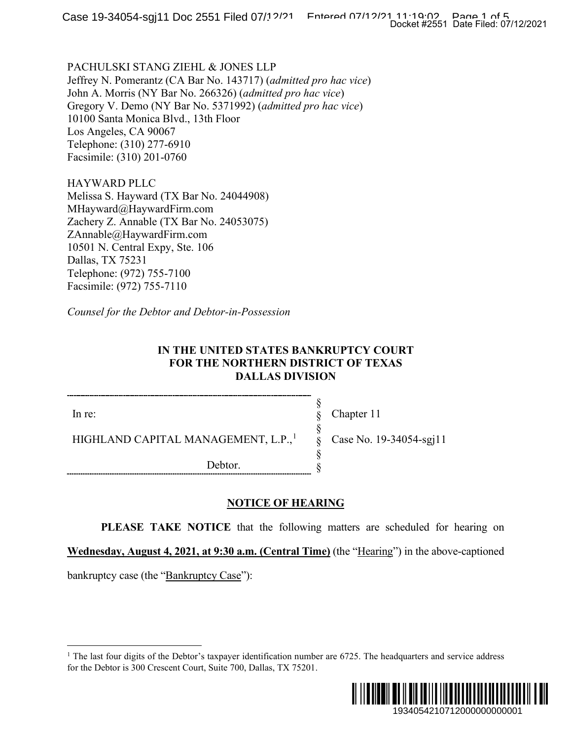PACHULSKI STANG ZIEHL & JONES LLP
Jeffrey N. Pomerantz (CA Bar No. 143717) (*admitted pro hac vice*)
John A. Morris (NY Bar No. 266326) (*admitted pro hac vice*)
Gregory V. Demo (NY Bar No. 5371992) (*admitted pro hac vice*)
10100 Santa Monica Blvd., 13th Floor
Los Angeles, CA 90067
Telephone: (310) 277-6910
Facsimile: (310) 201-0760

HAYWARD PLLC
Melissa S. Hayward (TX Bar No. 24044908)
MHayward@HaywardFirm.com
Zachery Z. Annable (TX Bar No. 24053075)
ZAnnable@HaywardFirm.com
10501 N. Central Expy, Ste. 106
Dallas, TX 75231
Telephone: (972) 755-7100
Facsimile: (972) 755-7110

*Counsel for the Debtor and Debtor-in-Possession*

**IN THE UNITED STATES BANKRUPTCY COURT**
**FOR THE NORTHERN DISTRICT OF TEXAS**
**DALLAS DIVISION**

| | | |
|---|---|---|
| In re: | § | Chapter 11 |
| | § | |
| HIGHLAND CAPITAL MANAGEMENT, L.P.,[1] | § | Case No. 19-34054-sgj11 |
| | § | |
| Debtor. | § | |

**NOTICE OF HEARING**

**PLEASE TAKE NOTICE** that the following matters are scheduled for hearing on **Wednesday, August 4, 2021, at 9:30 a.m. (Central Time)** (the "Hearing") in the above-captioned bankruptcy case (the "Bankruptcy Case"):

[1] The last four digits of the Debtor's taxpayer identification number are 6725. The headquarters and service address for the Debtor is 300 Crescent Court, Suite 700, Dallas, TX 75201.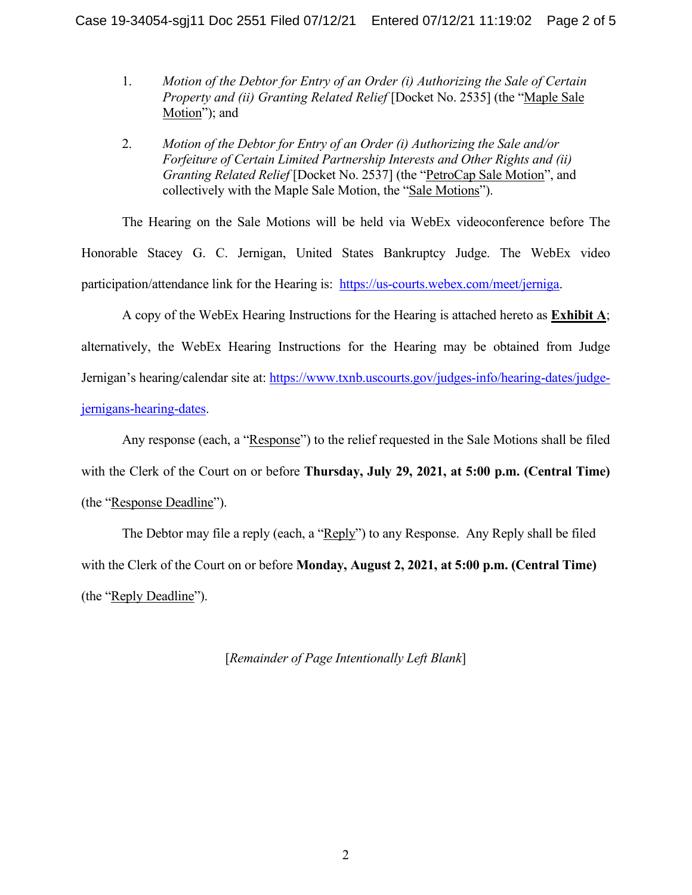1. *Motion of the Debtor for Entry of an Order (i) Authorizing the Sale of Certain Property and (ii) Granting Related Relief* [Docket No. 2535] (the "Maple Sale Motion"); and

2. *Motion of the Debtor for Entry of an Order (i) Authorizing the Sale and/or Forfeiture of Certain Limited Partnership Interests and Other Rights and (ii) Granting Related Relief* [Docket No. 2537] (the "PetroCap Sale Motion", and collectively with the Maple Sale Motion, the "Sale Motions").

The Hearing on the Sale Motions will be held via WebEx videoconference before The Honorable Stacey G. C. Jernigan, United States Bankruptcy Judge. The WebEx video participation/attendance link for the Hearing is: https://us-courts.webex.com/meet/jerniga.

A copy of the WebEx Hearing Instructions for the Hearing is attached hereto as **Exhibit A**; alternatively, the WebEx Hearing Instructions for the Hearing may be obtained from Judge Jernigan's hearing/calendar site at: https://www.txnb.uscourts.gov/judges-info/hearing-dates/judge-jernigans-hearing-dates.

Any response (each, a "Response") to the relief requested in the Sale Motions shall be filed with the Clerk of the Court on or before **Thursday, July 29, 2021, at 5:00 p.m. (Central Time)** (the "Response Deadline").

The Debtor may file a reply (each, a "Reply") to any Response. Any Reply shall be filed with the Clerk of the Court on or before **Monday, August 2, 2021, at 5:00 p.m. (Central Time)** (the "Reply Deadline").

[*Remainder of Page Intentionally Left Blank*]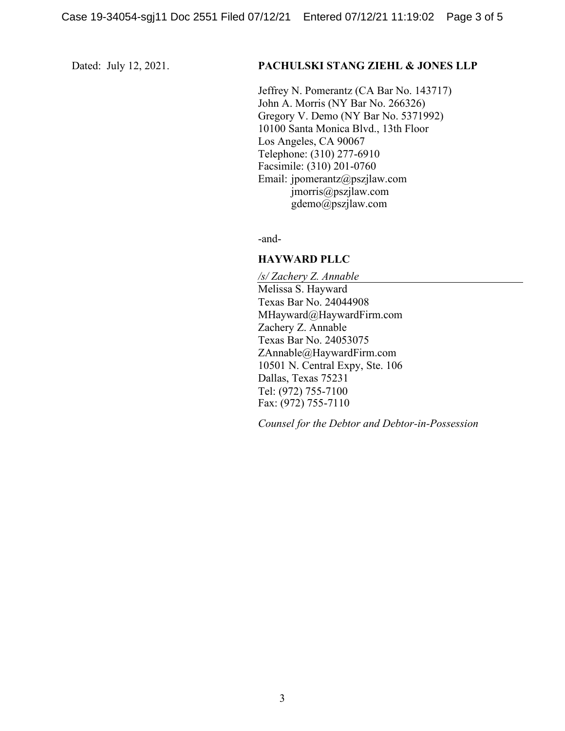Dated: July 12, 2021.

**PACHULSKI STANG ZIEHL & JONES LLP**

Jeffrey N. Pomerantz (CA Bar No. 143717)
John A. Morris (NY Bar No. 266326)
Gregory V. Demo (NY Bar No. 5371992)
10100 Santa Monica Blvd., 13th Floor
Los Angeles, CA 90067
Telephone: (310) 277-6910
Facsimile: (310) 201-0760
Email: jpomerantz@pszjlaw.com
jmorris@pszjlaw.com
gdemo@pszjlaw.com

-and-

**HAYWARD PLLC**

*/s/ Zachery Z. Annable*
Melissa S. Hayward
Texas Bar No. 24044908
MHayward@HaywardFirm.com
Zachery Z. Annable
Texas Bar No. 24053075
ZAnnable@HaywardFirm.com
10501 N. Central Expy, Ste. 106
Dallas, Texas 75231
Tel: (972) 755-7100
Fax: (972) 755-7110

*Counsel for the Debtor and Debtor-in-Possession*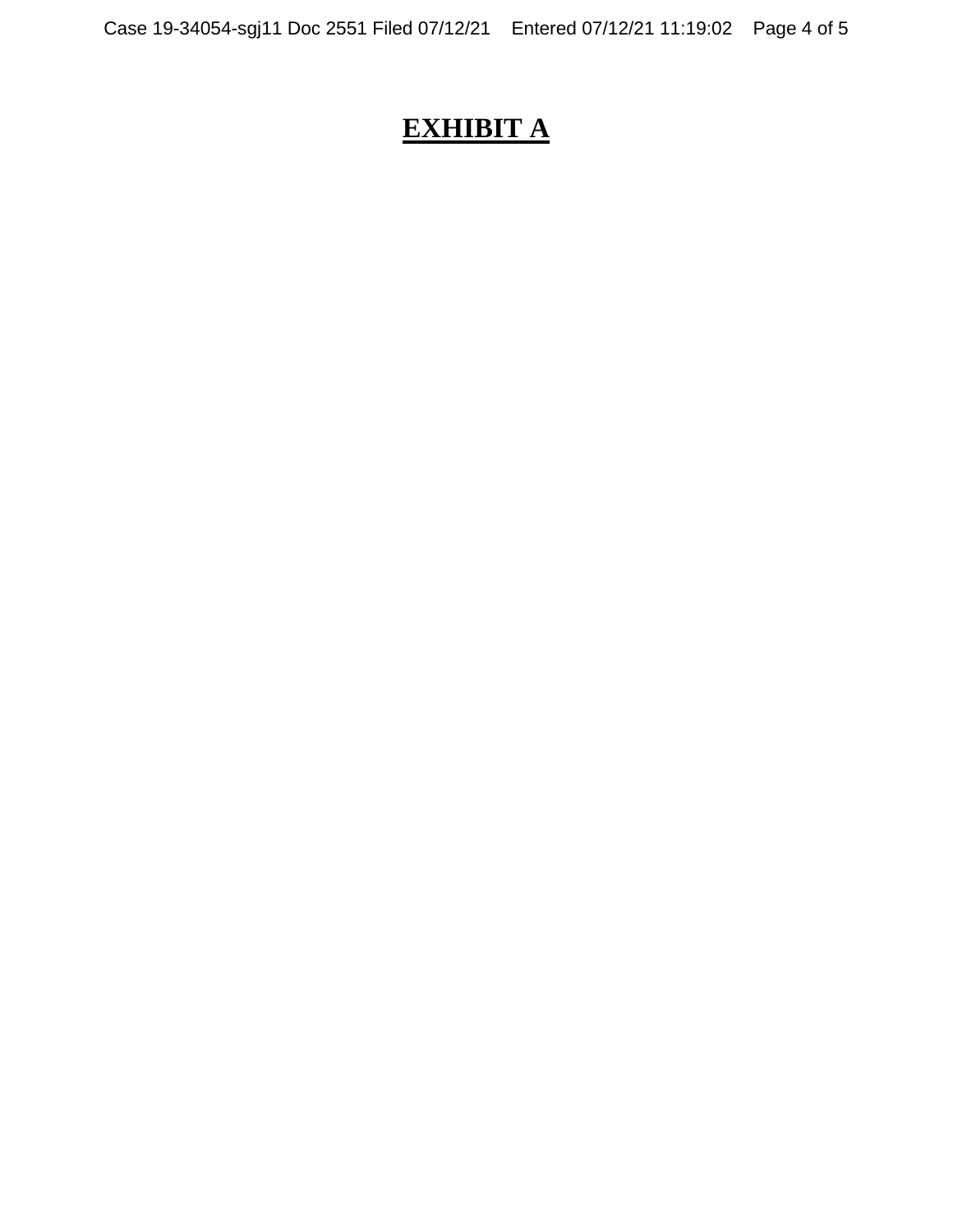# **EXHIBIT A**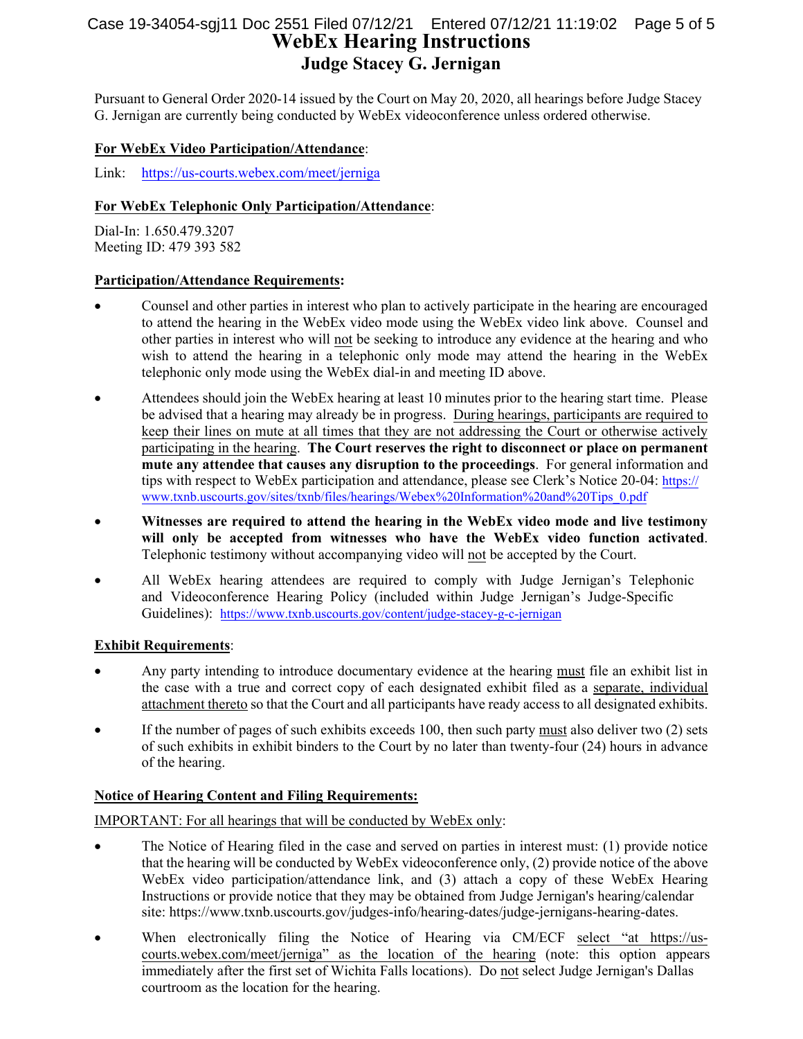# WebEx Hearing Instructions

## Judge Stacey G. Jernigan

Pursuant to General Order 2020-14 issued by the Court on May 20, 2020, all hearings before Judge Stacey G. Jernigan are currently being conducted by WebEx videoconference unless ordered otherwise.

**For WebEx Video Participation/Attendance**:

Link: https://us-courts.webex.com/meet/jerniga

**For WebEx Telephonic Only Participation/Attendance**:

Dial-In: 1.650.479.3207
Meeting ID: 479 393 582

**Participation/Attendance Requirements:**

- Counsel and other parties in interest who plan to actively participate in the hearing are encouraged to attend the hearing in the WebEx video mode using the WebEx video link above. Counsel and other parties in interest who will not be seeking to introduce any evidence at the hearing and who wish to attend the hearing in a telephonic only mode may attend the hearing in the WebEx telephonic only mode using the WebEx dial-in and meeting ID above.
- Attendees should join the WebEx hearing at least 10 minutes prior to the hearing start time. Please be advised that a hearing may already be in progress. During hearings, participants are required to keep their lines on mute at all times that they are not addressing the Court or otherwise actively participating in the hearing. **The Court reserves the right to disconnect or place on permanent mute any attendee that causes any disruption to the proceedings**. For general information and tips with respect to WebEx participation and attendance, please see Clerk's Notice 20-04: https://www.txnb.uscourts.gov/sites/txnb/files/hearings/Webex%20Information%20and%20Tips_0.pdf
- **Witnesses are required to attend the hearing in the WebEx video mode and live testimony will only be accepted from witnesses who have the WebEx video function activated**. Telephonic testimony without accompanying video will not be accepted by the Court.
- All WebEx hearing attendees are required to comply with Judge Jernigan's Telephonic and Videoconference Hearing Policy (included within Judge Jernigan's Judge-Specific Guidelines): https://www.txnb.uscourts.gov/content/judge-stacey-g-c-jernigan

**Exhibit Requirements**:

- Any party intending to introduce documentary evidence at the hearing must file an exhibit list in the case with a true and correct copy of each designated exhibit filed as a separate, individual attachment thereto so that the Court and all participants have ready access to all designated exhibits.
- If the number of pages of such exhibits exceeds 100, then such party must also deliver two (2) sets of such exhibits in exhibit binders to the Court by no later than twenty-four (24) hours in advance of the hearing.

**Notice of Hearing Content and Filing Requirements:**

IMPORTANT: For all hearings that will be conducted by WebEx only:

- The Notice of Hearing filed in the case and served on parties in interest must: (1) provide notice that the hearing will be conducted by WebEx videoconference only, (2) provide notice of the above WebEx video participation/attendance link, and (3) attach a copy of these WebEx Hearing Instructions or provide notice that they may be obtained from Judge Jernigan's hearing/calendar site: https://www.txnb.uscourts.gov/judges-info/hearing-dates/judge-jernigans-hearing-dates.
- When electronically filing the Notice of Hearing via CM/ECF select "at https://us-courts.webex.com/meet/jerniga" as the location of the hearing (note: this option appears immediately after the first set of Wichita Falls locations). Do not select Judge Jernigan's Dallas courtroom as the location for the hearing.